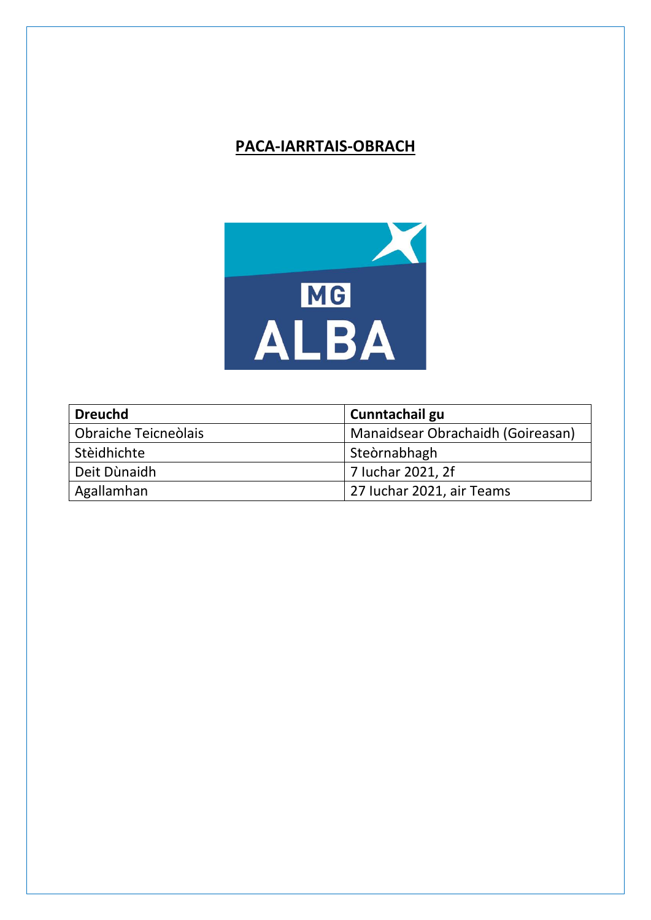# PACA-IARRTAIS-OBRACH

| Dreuchd | Cunntachail gu |
|---|---|
| Obraiche Teicneòlais | Manaidsear Obrachaidh (Goireasan) |
| Stèidhichte | Steòrnabhagh |
| Deit Dùnaidh | 7 Iuchar 2021, 2f |
| Agallamhan | 27 Iuchar 2021, air Teams |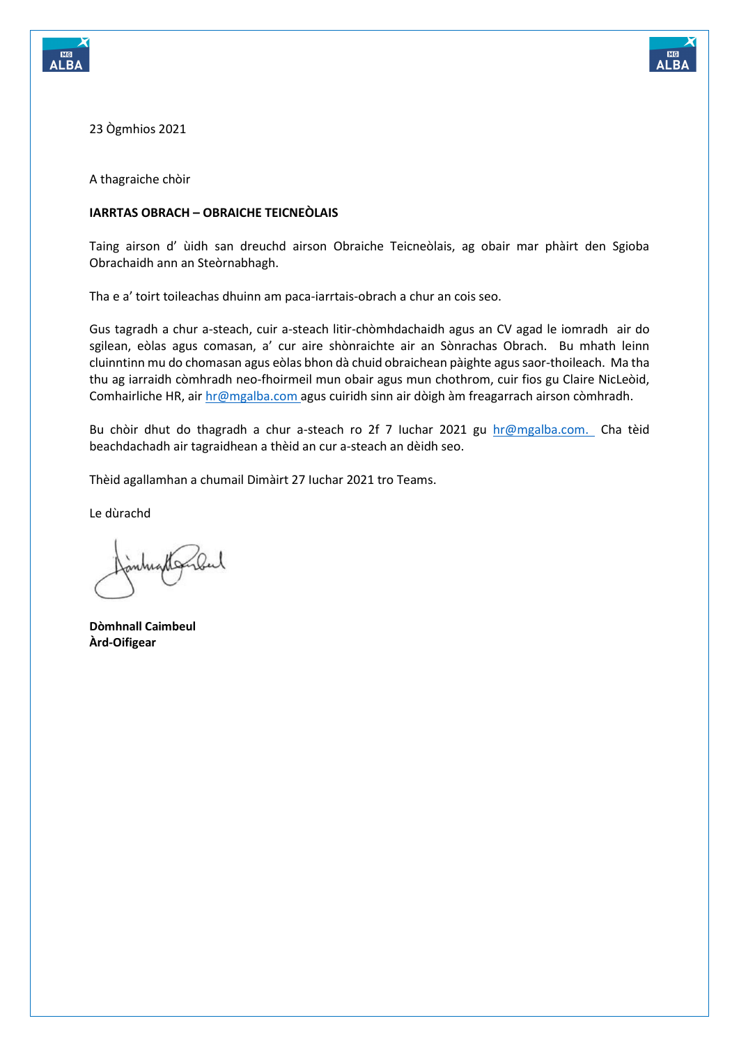23 Ògmhios 2021

A thagraiche chòir

**IARRTAS OBRACH – OBRAICHE TEICNEÒLAIS**

Taing airson d' ùidh san dreuchd airson Obraiche Teicneòlais, ag obair mar phàirt den Sgioba Obrachaidh ann an Steòrnabhagh.

Tha e a' toirt toileachas dhuinn am paca-iarrtais-obrach a chur an cois seo.

Gus tagradh a chur a-steach, cuir a-steach litir-chòmhdachaidh agus an CV agad le iomradh air do sgilean, eòlas agus comasan, a' cur aire shònraichte air an Sònrachas Obrach. Bu mhath leinn cluinntinn mu do chomasan agus eòlas bhon dà chuid obraichean pàighte agus saor-thoileach. Ma tha thu ag iarraidh còmhradh neo-fhoirmeil mun obair agus mun chothrom, cuir fios gu Claire NicLeòid, Comhairliche HR, air hr@mgalba.com agus cuiridh sinn air dòigh àm freagarrach airson còmhradh.

Bu chòir dhut do thagradh a chur a-steach ro 2f 7 Iuchar 2021 gu hr@mgalba.com. Cha tèid beachdachadh air tagraidhean a thèid an cur a-steach an dèidh seo.

Thèid agallamhan a chumail Dimàirt 27 Iuchar 2021 tro Teams.

Le dùrachd

**Dòmhnall Caimbeul**
**Àrd-Oifigear**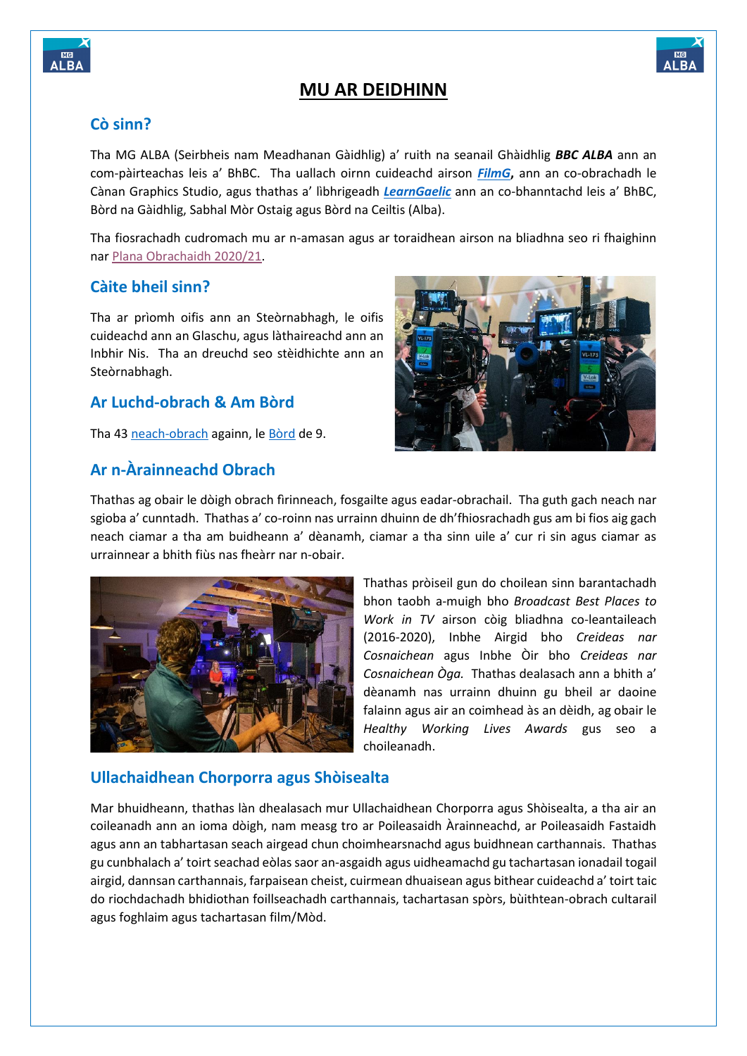# MU AR DEIDHINN

## Cò sinn?

Tha MG ALBA (Seirbheis nam Meadhanan Gàidhlig) a' ruith na seanail Ghàidhlig ***BBC ALBA*** ann an com-pàirteachas leis a' BhBC. Tha uallach oirnn cuideachd airson ***FilmG*****,** ann an co-obrachadh le Cànan Graphics Studio, agus thathas a' lìbhrigeadh ***LearnGaelic*** ann an co-bhanntachd leis a' BhBC, Bòrd na Gàidhlig, Sabhal Mòr Ostaig agus Bòrd na Ceiltis (Alba).

Tha fiosrachadh cudromach mu ar n-amasan agus ar toraidhean airson na bliadhna seo ri fhaighinn nar Plana Obrachaidh 2020/21.

## Càite bheil sinn?

Tha ar prìomh oifis ann an Steòrnabhagh, le oifis cuideachd ann an Glaschu, agus làthaireachd ann an Inbhir Nis. Tha an dreuchd seo stèidhichte ann an Steòrnabhagh.

## Ar Luchd-obrach & Am Bòrd

Tha 43 neach-obrach againn, le Bòrd de 9.

## Ar n-Àrainneachd Obrach

Thathas ag obair le dòigh obrach fìrinneach, fosgailte agus eadar-obrachail. Tha guth gach neach nar sgioba a' cunntadh. Thathas a' co-roinn nas urrainn dhuinn de dh'fhiosrachadh gus am bi fios aig gach neach ciamar a tha am buidheann a' dèanamh, ciamar a tha sinn uile a' cur ri sin agus ciamar as urrainnear a bhith fiùs nas fheàrr nar n-obair.

Thathas pròiseil gun do choilean sinn barantachadh bhon taobh a-muigh bho *Broadcast Best Places to Work in TV* airson còig bliadhna co-leantaileach (2016-2020), Inbhe Airgid bho *Creideas nar Cosnaichean* agus Inbhe Òir bho *Creideas nar Cosnaichean Òga.* Thathas dealasach ann a bhith a' dèanamh nas urrainn dhuinn gu bheil ar daoine falainn agus air an coimhead às an dèidh, ag obair le *Healthy Working Lives Awards* gus seo a choileanadh.

## Ullachaidhean Chorporra agus Shòisealta

Mar bhuidheann, thathas làn dhealasach mur Ullachaidhean Chorporra agus Shòisealta, a tha air an coileanadh ann an ioma dòigh, nam measg tro ar Poileasaidh Àrainneachd, ar Poileasaidh Fastaidh agus ann an tabhartasan seach airgead chun choimhearsnachd agus buidhnean carthannais. Thathas gu cunbhalach a' toirt seachad eòlas saor an-asgaidh agus uidheamachd gu tachartasan ionadail togail airgid, dannsan carthannais, farpaisean cheist, cuirmean dhuaisean agus bithear cuideachd a' toirt taic do riochdachadh bhidiothan foillseachadh carthannais, tachartasan spòrs, bùithtean-obrach cultarail agus foghlaim agus tachartasan film/Mòd.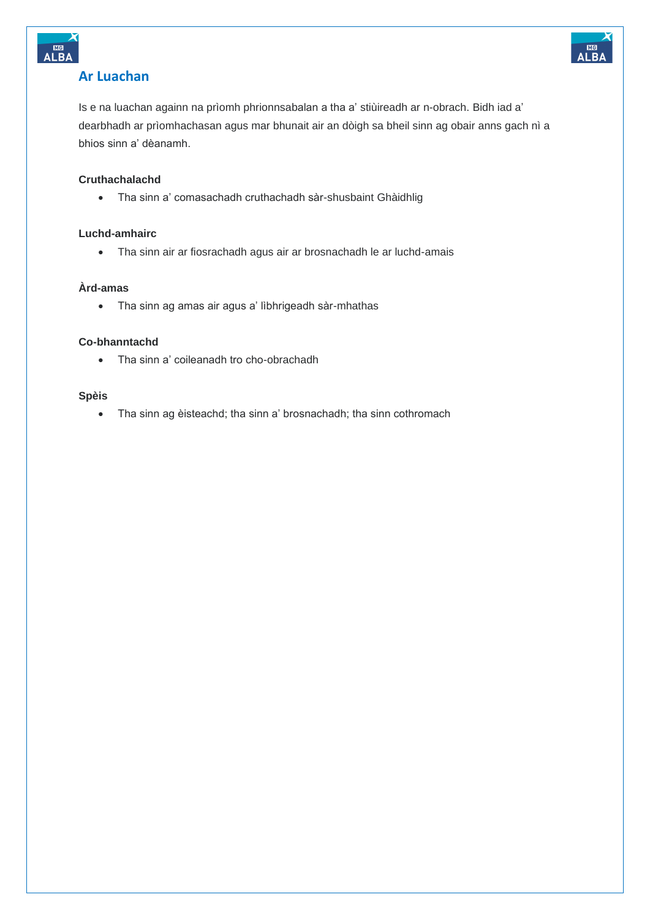## Ar Luachan

Is e na luachan againn na prìomh phrionnsabalan a tha a' stiùireadh ar n-obrach. Bidh iad a' dearbhadh ar prìomhachasan agus mar bhunait air an dòigh sa bheil sinn ag obair anns gach nì a bhios sinn a' dèanamh.

**Cruthachalachd**

- Tha sinn a' comasachadh cruthachadh sàr-shusbaint Ghàidhlig

**Luchd-amhairc**

- Tha sinn air ar fiosrachadh agus air ar brosnachadh le ar luchd-amais

**Àrd-amas**

- Tha sinn ag amas air agus a' lìbhrigeadh sàr-mhathas

**Co-bhanntachd**

- Tha sinn a' coileanadh tro cho-obrachadh

**Spèis**

- Tha sinn ag èisteachd; tha sinn a' brosnachadh; tha sinn cothromach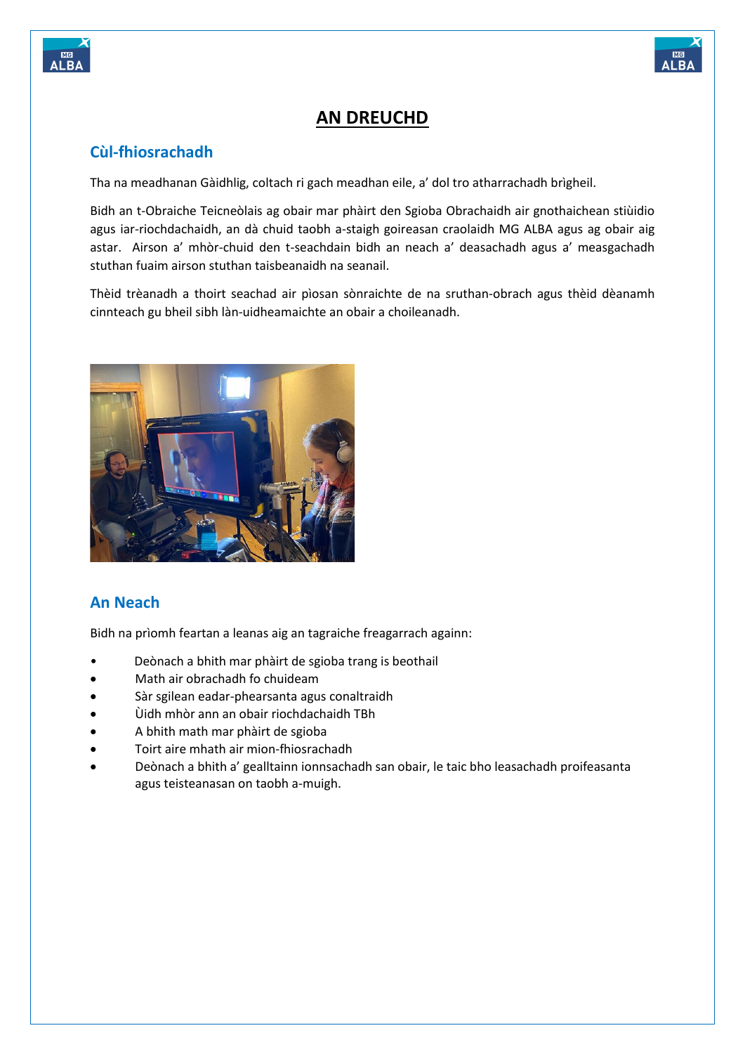# AN DREUCHD

## Cùl-fhiosrachadh

Tha na meadhanan Gàidhlig, coltach ri gach meadhan eile, a' dol tro atharrachadh brìgheil.

Bidh an t-Obraiche Teicneòlais ag obair mar phàirt den Sgioba Obrachaidh air gnothaichean stiùidio agus iar-riochdachaidh, an dà chuid taobh a-staigh goireasan craolaidh MG ALBA agus ag obair aig astar. Airson a' mhòr-chuid den t-seachdain bidh an neach a' deasachadh agus a' measgachadh stuthan fuaim airson stuthan taisbeanaidh na seanail.

Thèid trèanadh a thoirt seachad air pìosan sònraichte de na sruthan-obrach agus thèid dèanamh cinnteach gu bheil sibh làn-uidheamaichte an obair a choileanadh.

## An Neach

Bidh na prìomh feartan a leanas aig an tagraiche freagarrach againn:

- Deònach a bhith mar phàirt de sgioba trang is beothail
- Math air obrachadh fo chuideam
- Sàr sgilean eadar-phearsanta agus conaltraidh
- Ùidh mhòr ann an obair riochdachaidh TBh
- A bhith math mar phàirt de sgioba
- Toirt aire mhath air mion-fhiosrachadh
- Deònach a bhith a' gealltainn ionnsachadh san obair, le taic bho leasachadh proifeasanta agus teisteanasan on taobh a-muigh.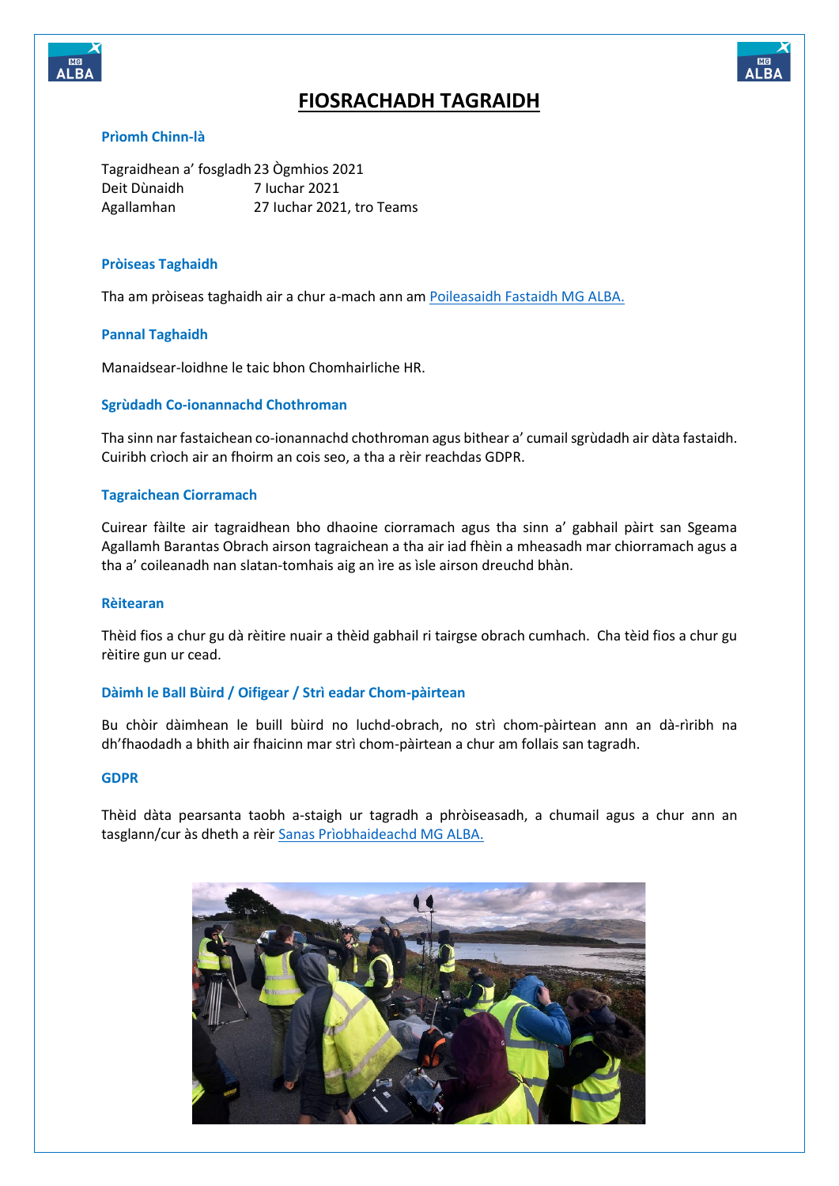# FIOSRACHADH TAGRAIDH

### Prìomh Chinn-là

| | |
|---|---|
| Tagraidhean a' fosgladh | 23 Ògmhios 2021 |
| Deit Dùnaidh | 7 Iuchar 2021 |
| Agallamhan | 27 Iuchar 2021, tro Teams |

### Pròiseas Taghaidh

Tha am pròiseas taghaidh air a chur a-mach ann am Poileasaidh Fastaidh MG ALBA.

### Pannal Taghaidh

Manaidsear-loidhne le taic bhon Chomhairliche HR.

### Sgrùdadh Co-ionannachd Chothroman

Tha sinn nar fastaichean co-ionannachd chothroman agus bithear a' cumail sgrùdadh air dàta fastaidh. Cuiribh crìoch air an fhoirm an cois seo, a tha a rèir reachdas GDPR.

### Tagraichean Ciorramach

Cuirear fàilte air tagraidhean bho dhaoine ciorramach agus tha sinn a' gabhail pàirt san Sgeama Agallamh Barantas Obrach airson tagraichean a tha air iad fhèin a mheasadh mar chiorramach agus a tha a' coileanadh nan slatan-tomhais aig an ìre as ìsle airson dreuchd bhàn.

### Rèitearan

Thèid fios a chur gu dà rèitire nuair a thèid gabhail ri tairgse obrach cumhach. Cha tèid fios a chur gu rèitire gun ur cead.

### Dàimh le Ball Bùird / Oifigear / Strì eadar Chom-pàirtean

Bu chòir dàimhean le buill bùird no luchd-obrach, no strì chom-pàirtean ann an dà-rìribh na dh'fhaodadh a bhith air fhaicinn mar strì chom-pàirtean a chur am follais san tagradh.

### GDPR

Thèid dàta pearsanta taobh a-staigh ur tagradh a phròiseasadh, a chumail agus a chur ann an tasglann/cur às dheth a rèir Sanas Prìobhaideachd MG ALBA.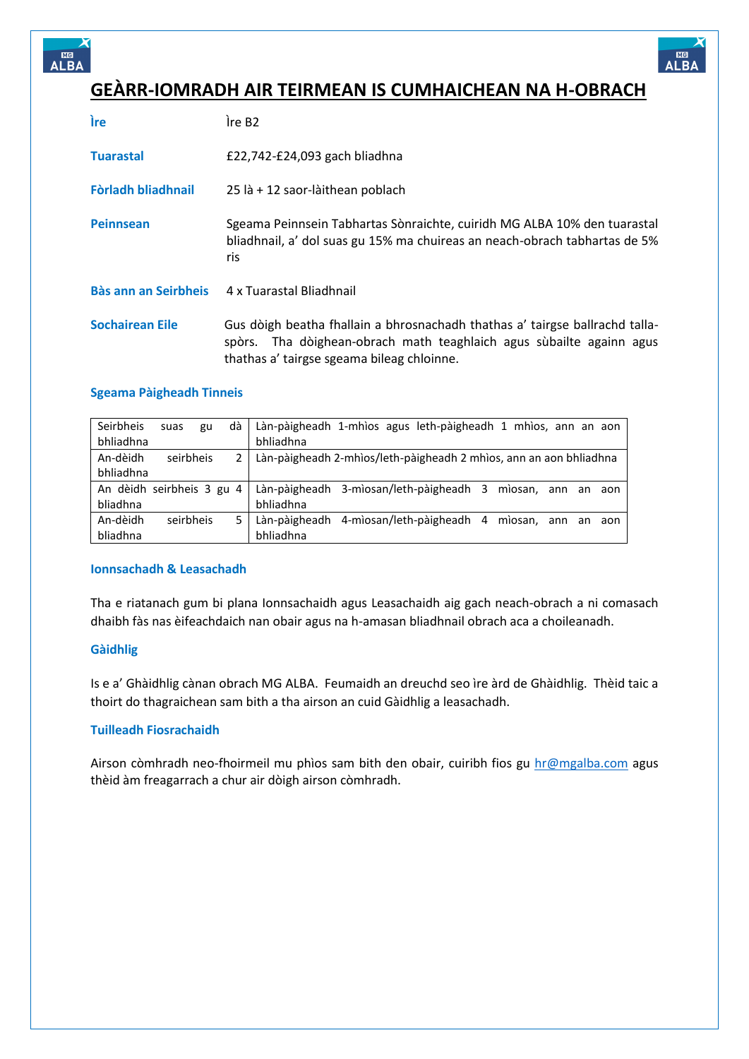# GEÀRR-IOMRADH AIR TEIRMEAN IS CUMHAICHEAN NA H-OBRACH

**Ìre** Ìre B2

**Tuarastal** £22,742-£24,093 gach bliadhna

**Fòrladh bliadhnail** 25 là + 12 saor-làithean poblach

**Peinnsean** Sgeama Peinnsein Tabhartas Sònraichte, cuiridh MG ALBA 10% den tuarastal bliadhnail, a' dol suas gu 15% ma chuireas an neach-obrach tabhartas de 5% ris

**Bàs ann an Seirbheis** 4 x Tuarastal Bliadhnail

**Sochairean Eile** Gus dòigh beatha fhallain a bhrosnachadh thathas a' tairgse ballrachd talla-spòrs. Tha dòighean-obrach math teaghlaich agus sùbailte againn agus thathas a' tairgse sgeama bileag chloinne.

### Sgeama Pàigheadh Tinneis

| | |
|---|---|
| Seirbheis suas gu dà bhliadhna | Làn-pàigheadh 1-mhìos agus leth-pàigheadh 1 mhìos, ann an aon bhliadhna |
| An-dèidh seirbheis 2 bhliadhna | Làn-pàigheadh 2-mhìos/leth-pàigheadh 2 mhìos, ann an aon bhliadhna |
| An dèidh seirbheis 3 gu 4 bliadhna | Làn-pàigheadh 3-mìosan/leth-pàigheadh 3 mìosan, ann an aon bhliadhna |
| An-dèidh seirbheis 5 bliadhna | Làn-pàigheadh 4-mìosan/leth-pàigheadh 4 mìosan, ann an aon bhliadhna |

### Ionnsachadh & Leasachadh

Tha e riatanach gum bi plana Ionnsachaidh agus Leasachaidh aig gach neach-obrach a ni comasach dhaibh fàs nas èifeachdaich nan obair agus na h-amasan bliadhnail obrach aca a choileanadh.

### Gàidhlig

Is e a' Ghàidhlig cànan obrach MG ALBA. Feumaidh an dreuchd seo ìre àrd de Ghàidhlig. Thèid taic a thoirt do thagraichean sam bith a tha airson an cuid Gàidhlig a leasachadh.

### Tuilleadh Fiosrachaidh

Airson còmhradh neo-fhoirmeil mu phìos sam bith den obair, cuiribh fios gu hr@mgalba.com agus thèid àm freagarrach a chur air dòigh airson còmhradh.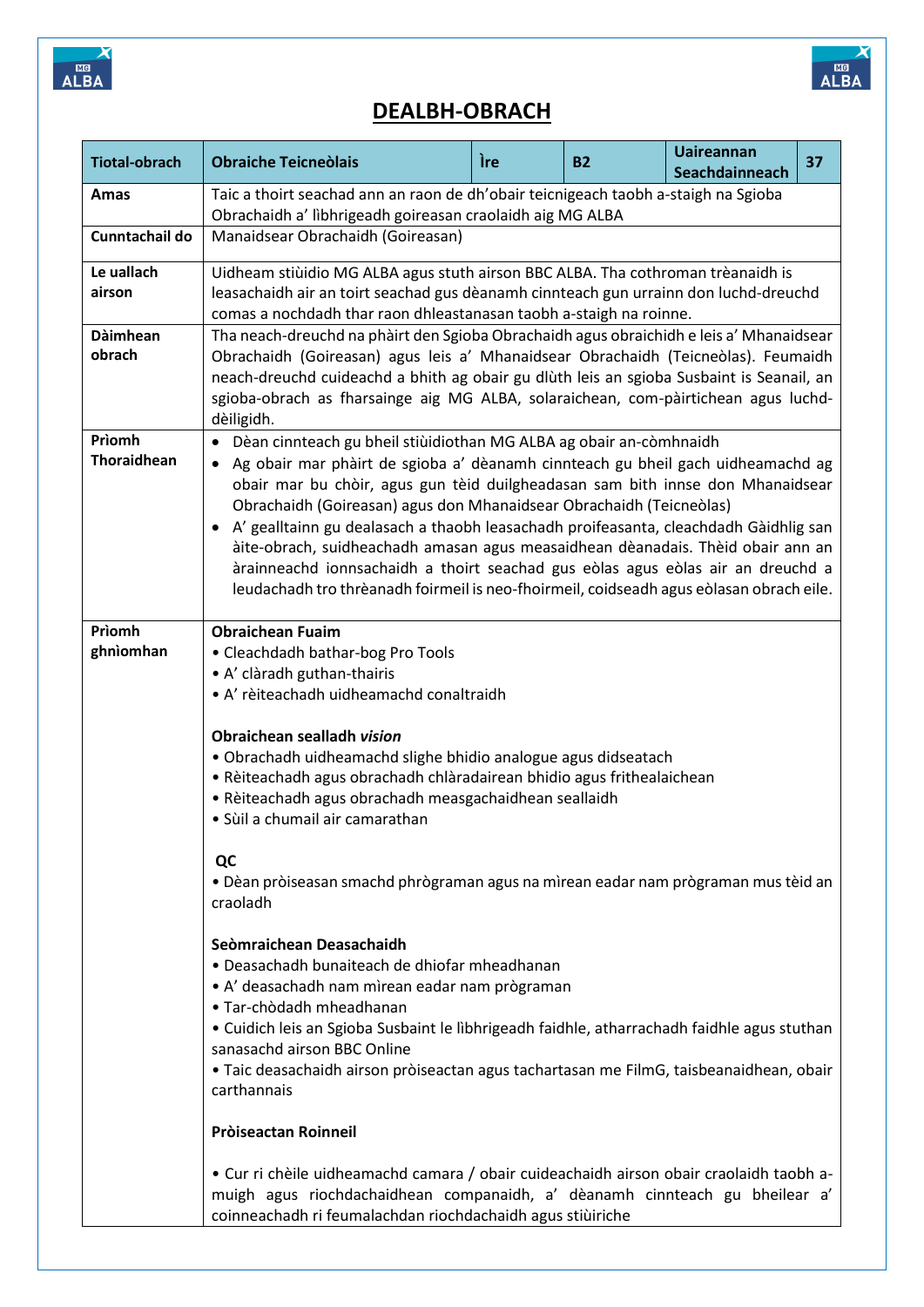# DEALBH-OBRACH

| Tiotal-obrach | Obraiche Teicneòlais | Ìre | B2 | Uaireannan Seachdainneach | 37 |
|---|---|---|---|---|---|
| **Amas** | Taic a thoirt seachad ann an raon de dh'obair teicnigeach taobh a-staigh na Sgioba Obrachaidh a' lìbhrigeadh goireasan craolaidh aig MG ALBA | | | | |
| **Cunntachail do** | Manaidsear Obrachaidh (Goireasan) | | | | |
| **Le uallach airson** | Uidheam stiùidio MG ALBA agus stuth airson BBC ALBA. Tha cothroman trèanaidh is leasachaidh air an toirt seachad gus dèanamh cinnteach gun urrainn don luchd-dreuchd comas a nochdadh thar raon dhleastanasan taobh a-staigh na roinne. | | | | |
| **Dàimhean obrach** | Tha neach-dreuchd na phàirt den Sgioba Obrachaidh agus obraichidh e leis a' Mhanaidsear Obrachaidh (Goireasan) agus leis a' Mhanaidsear Obrachaidh (Teicneòlas). Feumaidh neach-dreuchd cuideachd a bhith ag obair gu dlùth leis an sgioba Susbaint is Seanail, an sgioba-obrach as fharsainge aig MG ALBA, solaraichean, com-pàirtichean agus luchd-dèiligidh. | | | | |
| **Prìomh Thoraidhean** | • Dèan cinnteach gu bheil stiùidiothan MG ALBA ag obair an-còmhnaidh<br>• Ag obair mar phàirt de sgioba a' dèanamh cinnteach gu bheil gach uidheamachd ag obair mar bu chòir, agus gun tèid duilgheadasan sam bith innse don Mhanaidsear Obrachaidh (Goireasan) agus don Mhanaidsear Obrachaidh (Teicneòlas)<br>• A' gealltainn gu dealasach a thaobh leasachadh proifeasanta, cleachdadh Gàidhlig san àite-obrach, suidheachadh amasan agus measaidhean dèanadais. Thèid obair ann an àrainneachd ionnsachaidh a thoirt seachad gus eòlas agus eòlas air an dreuchd a leudachadh tro thrèanadh foirmeil is neo-fhoirmeil, coidseadh agus eòlasan obrach eile. | | | | |
| **Prìomh ghnìomhan** | **Obraichean Fuaim**<br>• Cleachdadh bathar-bog Pro Tools<br>• A' clàradh guthan-thairis<br>• A' rèiteachadh uidheamachd conaltraidh<br><br>**Obraichean sealladh *vision***<br>• Obrachadh uidheamachd slighe bhidio analogue agus didseatach<br>• Rèiteachadh agus obrachadh chlàradairean bhidio agus frithealaichean<br>• Rèiteachadh agus obrachadh measgachaidhean seallaidh<br>• Sùil a chumail air camarathan<br><br>**QC**<br>• Dèan pròiseasan smachd phrògraman agus na mìrean eadar nam prògraman mus tèid an craoladh<br><br>**Seòmraichean Deasachaidh**<br>• Deasachadh bunaiteach de dhiofar mheadhanan<br>• A' deasachadh nam mìrean eadar nam prògraman<br>• Tar-chòdadh mheadhanan<br>• Cuidich leis an Sgioba Susbaint le lìbhrigeadh faidhle, atharrachadh faidhle agus stuthan sanasachd airson BBC Online<br>• Taic deasachaidh airson pròiseactan agus tachartasan me FilmG, taisbeanaidhean, obair carthannais<br><br>**Pròiseactan Roinneil**<br><br>• Cur ri chèile uidheamachd camara / obair cuideachaidh airson obair craolaidh taobh a-muigh agus riochdachaidhean companaidh, a' dèanamh cinnteach gu bheilear a' coinneachadh ri feumalachdan riochdachaidh agus stiùiriche | | | | |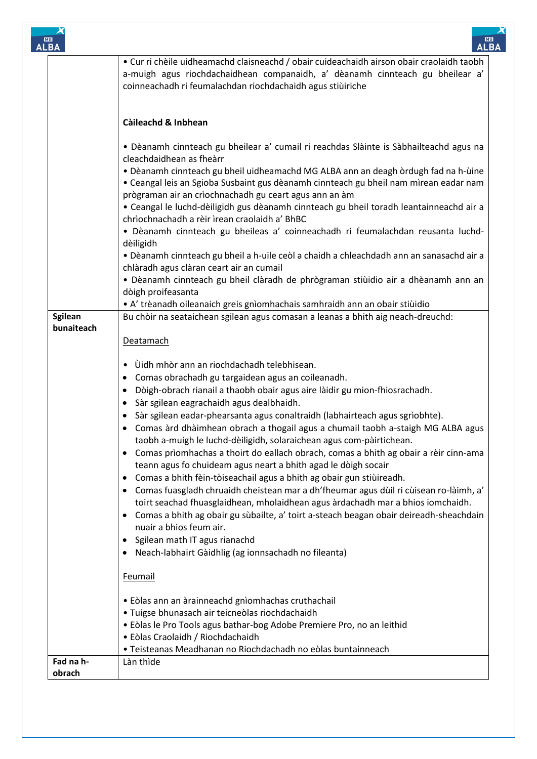| | |
|---|---|
| | • Cur ri chèile uidheamachd claisneachd / obair cuideachaidh airson obair craolaidh taobh a-muigh agus riochdachaidhean companaidh, a' dèanamh cinnteach gu bheilear a' coinneachadh ri feumalachdan riochdachaidh agus stiùiriche<br><br>**Càileachd & Inbhean**<br><br>• Dèanamh cinnteach gu bheilear a' cumail ri reachdas Slàinte is Sàbhailteachd agus na cleachdaidhean as fheàrr<br>• Dèanamh cinnteach gu bheil uidheamachd MG ALBA ann an deagh òrdugh fad na h-ùine<br>• Ceangal leis an Sgioba Susbaint gus dèanamh cinnteach gu bheil nam mìrean eadar nam prògraman air an crìochnachadh gu ceart agus ann an àm<br>• Ceangal le luchd-dèiligidh gus dèanamh cinnteach gu bheil toradh leantainneachd air a chrìochnachadh a rèir ìrean craolaidh a' BhBC<br>• Dèanamh cinnteach gu bheileas a' coinneachadh ri feumalachdan reusanta luchd-dèiligidh<br>• Dèanamh cinnteach gu bheil a h-uile ceòl a chaidh a chleachdadh ann an sanasachd air a chlàradh agus clàran ceart air an cumail<br>• Dèanamh cinnteach gu bheil clàradh de phrògraman stiùidio air a dhèanamh ann an dòigh proifeasanta<br>• A' trèanadh oileanaich greis gnìomhachais samhraidh ann an obair stiùidio |
| **Sgilean bunaiteach** | Bu chòir na seataichean sgilean agus comasan a leanas a bhith aig neach-dreuchd:<br><br><u>Deatamach</u><br><br>• Ùidh mhòr ann an riochdachadh telebhisean.<br>• Comas obrachadh gu targaidean agus an coileanadh.<br>• Dòigh-obrach rianail a thaobh obair agus aire làidir gu mion-fhiosrachadh.<br>• Sàr sgilean eagrachaidh agus dealbhaidh.<br>• Sàr sgilean eadar-phearsanta agus conaltraidh (labhairteach agus sgrìobhte).<br>• Comas àrd dhàimhean obrach a thogail agus a chumail taobh a-staigh MG ALBA agus taobh a-muigh le luchd-dèiligidh, solaraichean agus com-pàirtichean.<br>• Comas prìomhachas a thoirt do eallach obrach, comas a bhith ag obair a rèir cinn-ama teann agus fo chuideam agus neart a bhith agad le dòigh socair<br>• Comas a bhith fèin-tòiseachail agus a bhith ag obair gun stiùireadh.<br>• Comas fuasgladh chruaidh cheistean mar a dh'fheumar agus dùil ri cùisean ro-làimh, a' toirt seachad fhuasglaidhean, mholaidhean agus àrdachadh mar a bhios iomchaidh.<br>• Comas a bhith ag obair gu sùbailte, a' toirt a-steach beagan obair deireadh-sheachdain nuair a bhios feum air.<br>• Sgilean math IT agus rianachd<br>• Neach-labhairt Gàidhlig (ag ionnsachadh no fileanta)<br><br><u>Feumail</u><br><br>• Eòlas ann an àrainneachd gnìomhachas cruthachail<br>• Tuigse bhunasach air teicneòlas riochdachaidh<br>• Eòlas le Pro Tools agus bathar-bog Adobe Premiere Pro, no an leithid<br>• Eòlas Craolaidh / Riochdachaidh<br>• Teisteanas Meadhanan no Riochdachadh no eòlas buntainneach |
| **Fad na h-obrach** | Làn thìde |